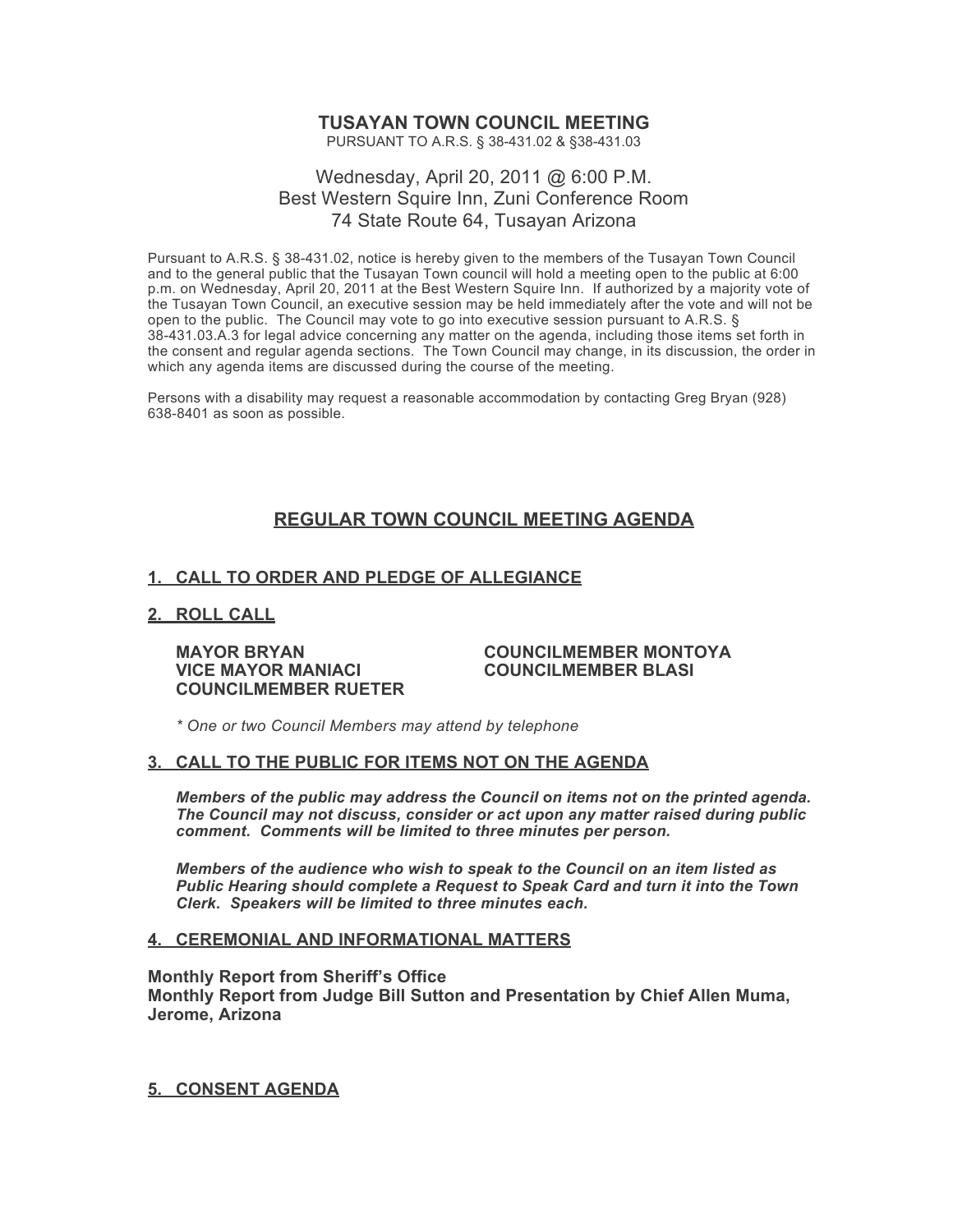# TUSAYAN TOWN COUNCIL MEETING

PURSUANT TO A.R.S. § 38-431.02 & §38-431.03

Wednesday, April 20, 2011 @ 6:00 P.M.
Best Western Squire Inn, Zuni Conference Room
74 State Route 64, Tusayan Arizona

Pursuant to A.R.S. § 38-431.02, notice is hereby given to the members of the Tusayan Town Council and to the general public that the Tusayan Town council will hold a meeting open to the public at 6:00 p.m. on Wednesday, April 20, 2011 at the Best Western Squire Inn. If authorized by a majority vote of the Tusayan Town Council, an executive session may be held immediately after the vote and will not be open to the public. The Council may vote to go into executive session pursuant to A.R.S. § 38-431.03.A.3 for legal advice concerning any matter on the agenda, including those items set forth in the consent and regular agenda sections. The Town Council may change, in its discussion, the order in which any agenda items are discussed during the course of the meeting.

Persons with a disability may request a reasonable accommodation by contacting Greg Bryan (928) 638-8401 as soon as possible.

## REGULAR TOWN COUNCIL MEETING AGENDA

### 1. CALL TO ORDER AND PLEDGE OF ALLEGIANCE

### 2. ROLL CALL

**MAYOR BRYAN**
**VICE MAYOR MANIACI**
**COUNCILMEMBER RUETER**
**COUNCILMEMBER MONTOYA**
**COUNCILMEMBER BLASI**

*\* One or two Council Members may attend by telephone*

### 3. CALL TO THE PUBLIC FOR ITEMS NOT ON THE AGENDA

***Members of the public may address the Council on items not on the printed agenda. The Council may not discuss, consider or act upon any matter raised during public comment. Comments will be limited to three minutes per person.***

***Members of the audience who wish to speak to the Council on an item listed as Public Hearing should complete a Request to Speak Card and turn it into the Town Clerk. Speakers will be limited to three minutes each.***

### 4. CEREMONIAL AND INFORMATIONAL MATTERS

**Monthly Report from Sheriff's Office**
**Monthly Report from Judge Bill Sutton and Presentation by Chief Allen Muma, Jerome, Arizona**

### 5. CONSENT AGENDA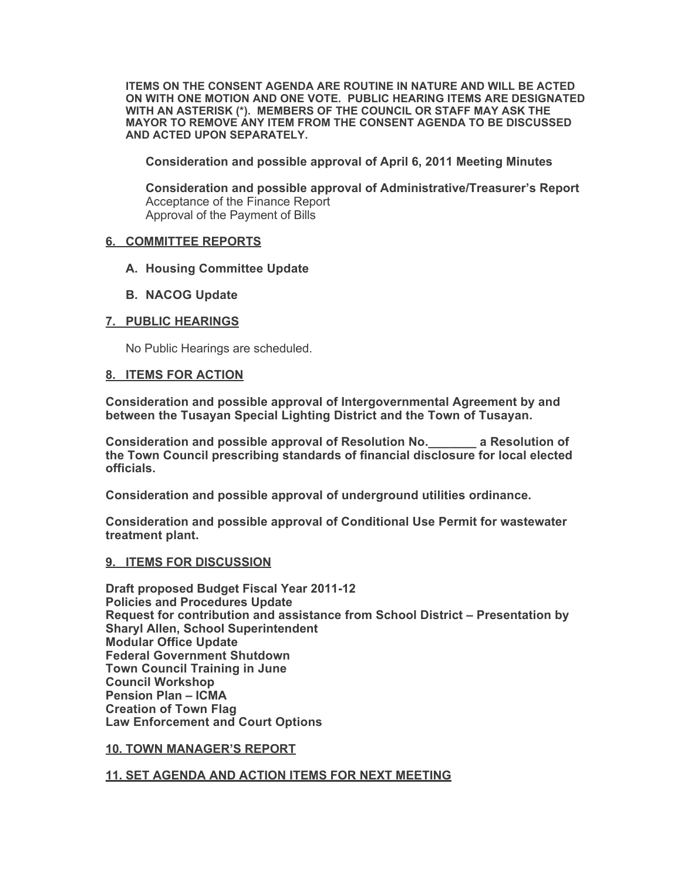**ITEMS ON THE CONSENT AGENDA ARE ROUTINE IN NATURE AND WILL BE ACTED ON WITH ONE MOTION AND ONE VOTE. PUBLIC HEARING ITEMS ARE DESIGNATED WITH AN ASTERISK (*). MEMBERS OF THE COUNCIL OR STAFF MAY ASK THE MAYOR TO REMOVE ANY ITEM FROM THE CONSENT AGENDA TO BE DISCUSSED AND ACTED UPON SEPARATELY.**

**Consideration and possible approval of April 6, 2011 Meeting Minutes**

**Consideration and possible approval of Administrative/Treasurer's Report**
Acceptance of the Finance Report
Approval of the Payment of Bills

## 6. COMMITTEE REPORTS

**A. Housing Committee Update**

**B. NACOG Update**

## 7. PUBLIC HEARINGS

No Public Hearings are scheduled.

## 8. ITEMS FOR ACTION

**Consideration and possible approval of Intergovernmental Agreement by and between the Tusayan Special Lighting District and the Town of Tusayan.**

**Consideration and possible approval of Resolution No.\_\_\_\_\_\_\_ a Resolution of the Town Council prescribing standards of financial disclosure for local elected officials.**

**Consideration and possible approval of underground utilities ordinance.**

**Consideration and possible approval of Conditional Use Permit for wastewater treatment plant.**

## 9. ITEMS FOR DISCUSSION

**Draft proposed Budget Fiscal Year 2011-12**
**Policies and Procedures Update**
**Request for contribution and assistance from School District – Presentation by Sharyl Allen, School Superintendent**
**Modular Office Update**
**Federal Government Shutdown**
**Town Council Training in June**
**Council Workshop**
**Pension Plan – ICMA**
**Creation of Town Flag**
**Law Enforcement and Court Options**

## 10. TOWN MANAGER'S REPORT

## 11. SET AGENDA AND ACTION ITEMS FOR NEXT MEETING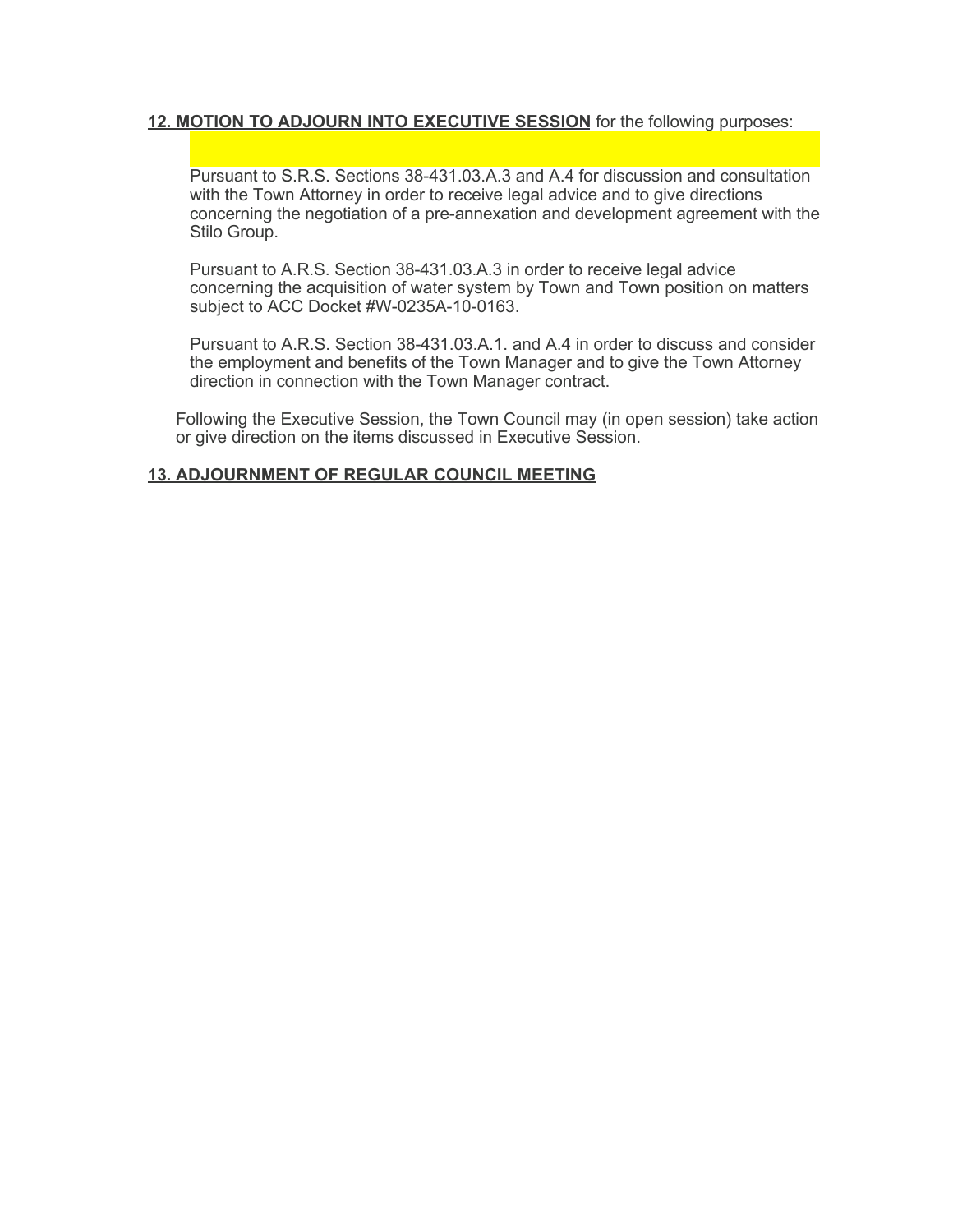**12. MOTION TO ADJOURN INTO EXECUTIVE SESSION** for the following purposes:

Pursuant to S.R.S. Sections 38-431.03.A.3 and A.4 for discussion and consultation with the Town Attorney in order to receive legal advice and to give directions concerning the negotiation of a pre-annexation and development agreement with the Stilo Group.

Pursuant to A.R.S. Section 38-431.03.A.3 in order to receive legal advice concerning the acquisition of water system by Town and Town position on matters subject to ACC Docket #W-0235A-10-0163.

Pursuant to A.R.S. Section 38-431.03.A.1. and A.4 in order to discuss and consider the employment and benefits of the Town Manager and to give the Town Attorney direction in connection with the Town Manager contract.

Following the Executive Session, the Town Council may (in open session) take action or give direction on the items discussed in Executive Session.

**13. ADJOURNMENT OF REGULAR COUNCIL MEETING**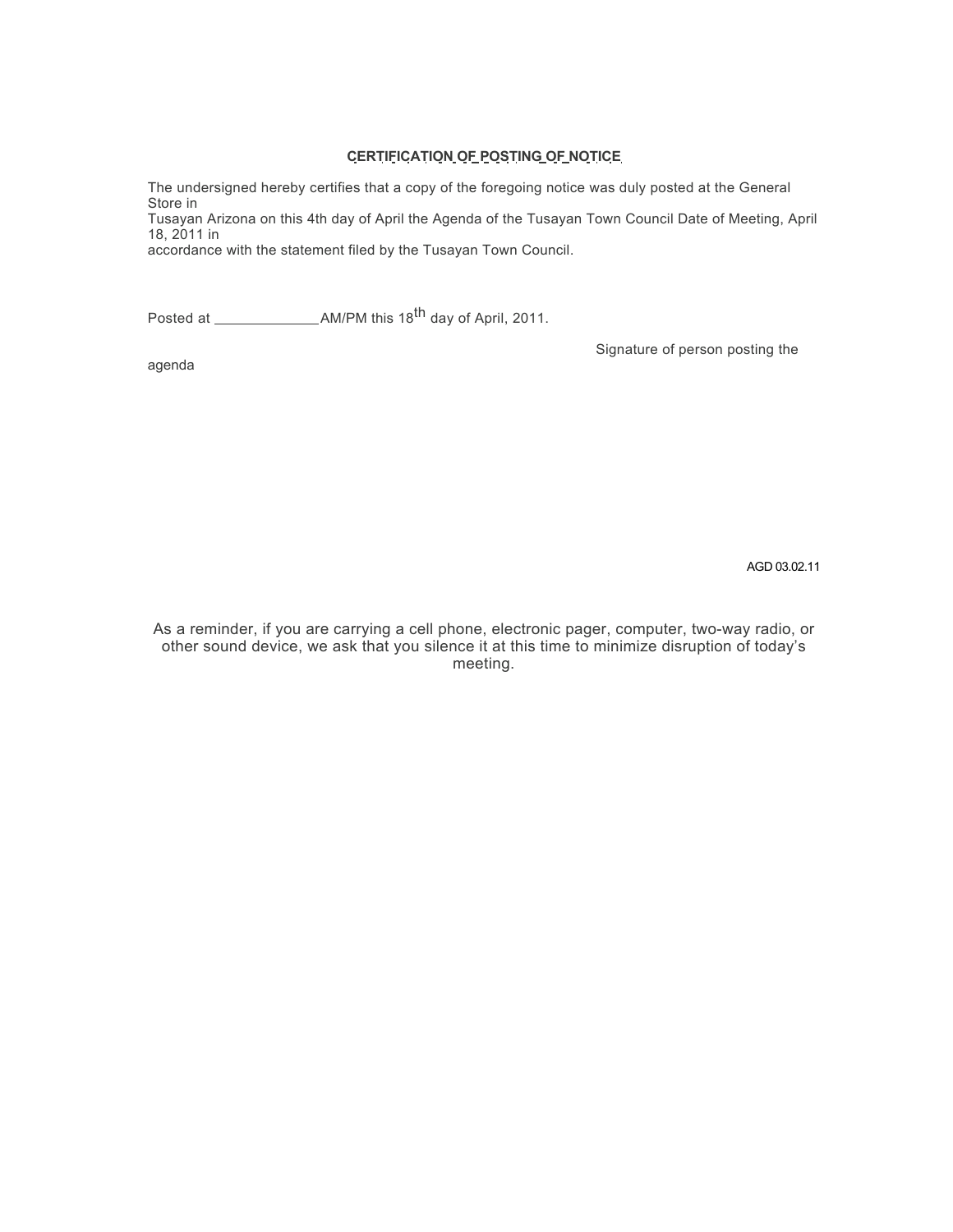## CERTIFICATION OF POSTING OF NOTICE

The undersigned hereby certifies that a copy of the foregoing notice was duly posted at the General Store in Tusayan Arizona on this 4th day of April the Agenda of the Tusayan Town Council Date of Meeting, April 18, 2011 in accordance with the statement filed by the Tusayan Town Council.

Posted at _____________AM/PM this 18th day of April, 2011.

Signature of person posting the agenda

AGD 03.02.11

As a reminder, if you are carrying a cell phone, electronic pager, computer, two-way radio, or other sound device, we ask that you silence it at this time to minimize disruption of today's meeting.